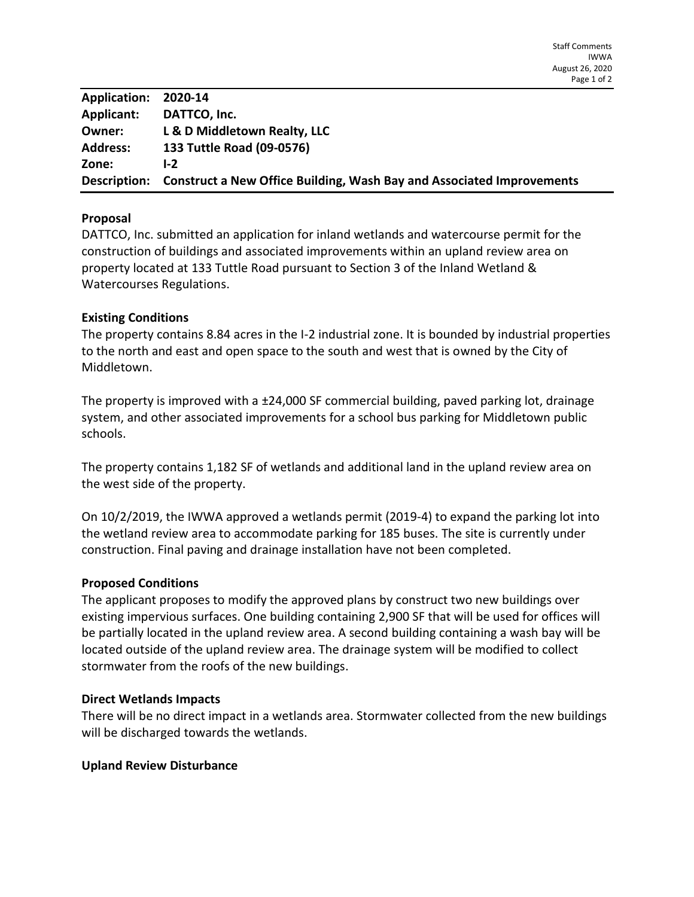| Application: | 2020-14 |
|---|---|
| Applicant: | DATTCO, Inc. |
| Owner: | L & D Middletown Realty, LLC |
| Address: | 133 Tuttle Road (09-0576) |
| Zone: | I-2 |
| Description: | Construct a New Office Building, Wash Bay and Associated Improvements |

### Proposal

DATTCO, Inc. submitted an application for inland wetlands and watercourse permit for the construction of buildings and associated improvements within an upland review area on property located at 133 Tuttle Road pursuant to Section 3 of the Inland Wetland & Watercourses Regulations.

### Existing Conditions

The property contains 8.84 acres in the I-2 industrial zone. It is bounded by industrial properties to the north and east and open space to the south and west that is owned by the City of Middletown.

The property is improved with a ±24,000 SF commercial building, paved parking lot, drainage system, and other associated improvements for a school bus parking for Middletown public schools.

The property contains 1,182 SF of wetlands and additional land in the upland review area on the west side of the property.

On 10/2/2019, the IWWA approved a wetlands permit (2019-4) to expand the parking lot into the wetland review area to accommodate parking for 185 buses. The site is currently under construction. Final paving and drainage installation have not been completed.

### Proposed Conditions

The applicant proposes to modify the approved plans by construct two new buildings over existing impervious surfaces. One building containing 2,900 SF that will be used for offices will be partially located in the upland review area. A second building containing a wash bay will be located outside of the upland review area. The drainage system will be modified to collect stormwater from the roofs of the new buildings.

### Direct Wetlands Impacts

There will be no direct impact in a wetlands area. Stormwater collected from the new buildings will be discharged towards the wetlands.

### Upland Review Disturbance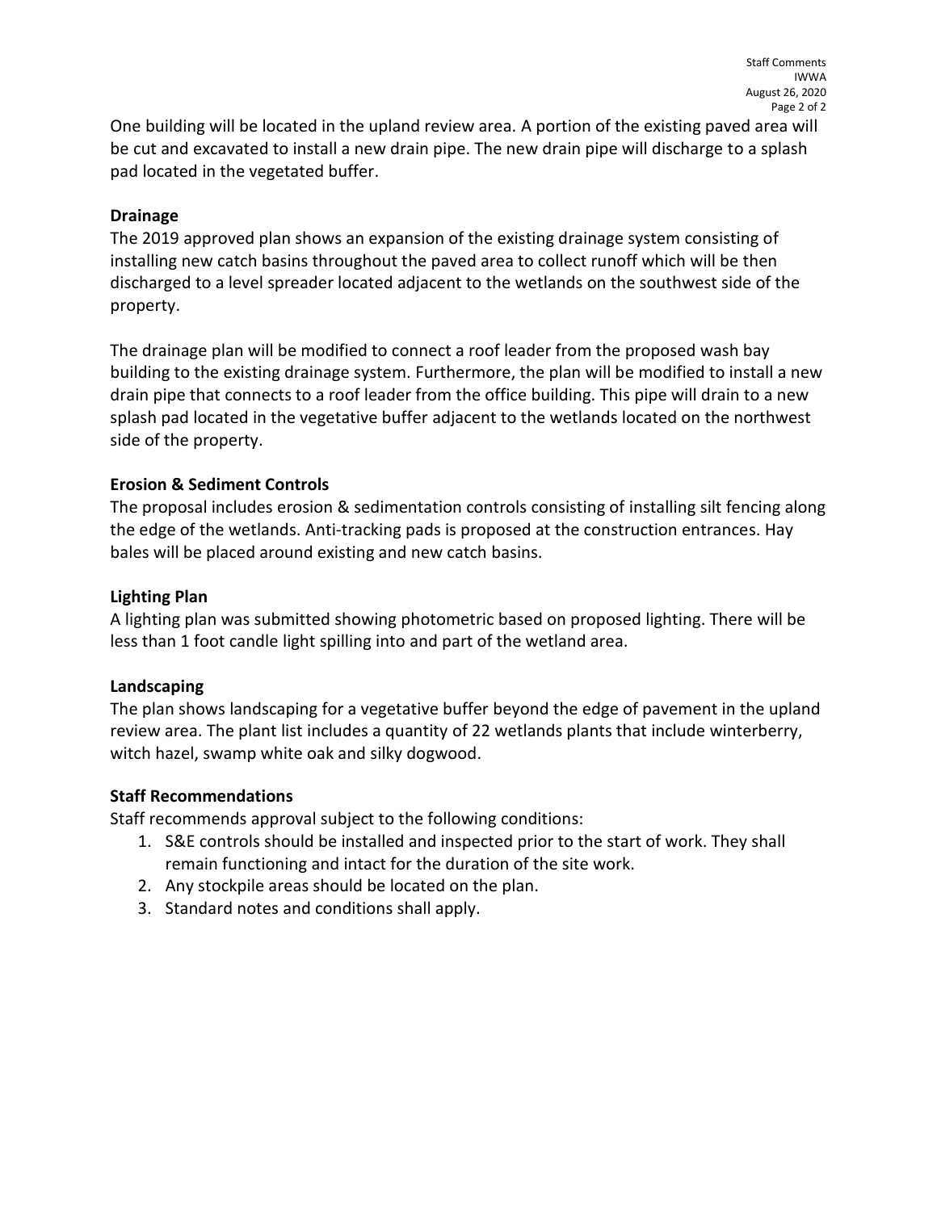One building will be located in the upland review area. A portion of the existing paved area will be cut and excavated to install a new drain pipe. The new drain pipe will discharge to a splash pad located in the vegetated buffer.

**Drainage**

The 2019 approved plan shows an expansion of the existing drainage system consisting of installing new catch basins throughout the paved area to collect runoff which will be then discharged to a level spreader located adjacent to the wetlands on the southwest side of the property.

The drainage plan will be modified to connect a roof leader from the proposed wash bay building to the existing drainage system. Furthermore, the plan will be modified to install a new drain pipe that connects to a roof leader from the office building. This pipe will drain to a new splash pad located in the vegetative buffer adjacent to the wetlands located on the northwest side of the property.

**Erosion & Sediment Controls**

The proposal includes erosion & sedimentation controls consisting of installing silt fencing along the edge of the wetlands. Anti-tracking pads is proposed at the construction entrances. Hay bales will be placed around existing and new catch basins.

**Lighting Plan**

A lighting plan was submitted showing photometric based on proposed lighting. There will be less than 1 foot candle light spilling into and part of the wetland area.

**Landscaping**

The plan shows landscaping for a vegetative buffer beyond the edge of pavement in the upland review area. The plant list includes a quantity of 22 wetlands plants that include winterberry, witch hazel, swamp white oak and silky dogwood.

**Staff Recommendations**

Staff recommends approval subject to the following conditions:

1. S&E controls should be installed and inspected prior to the start of work. They shall remain functioning and intact for the duration of the site work.
2. Any stockpile areas should be located on the plan.
3. Standard notes and conditions shall apply.